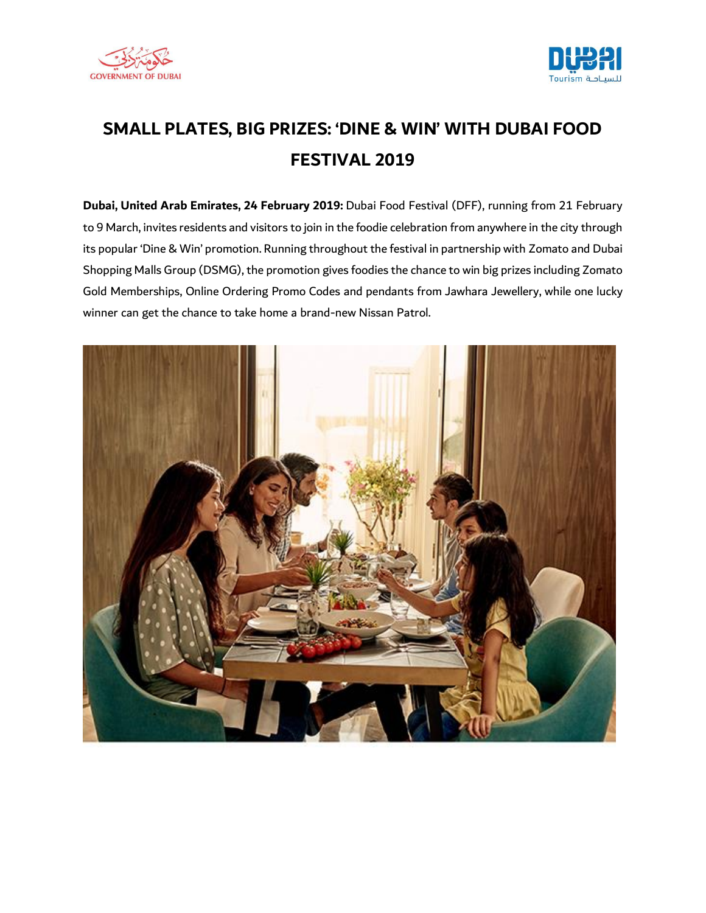# SMALL PLATES, BIG PRIZES: 'DINE & WIN' WITH DUBAI FOOD FESTIVAL 2019

**Dubai, United Arab Emirates, 24 February 2019:** Dubai Food Festival (DFF), running from 21 February to 9 March, invites residents and visitors to join in the foodie celebration from anywhere in the city through its popular 'Dine & Win' promotion. Running throughout the festival in partnership with Zomato and Dubai Shopping Malls Group (DSMG), the promotion gives foodies the chance to win big prizes including Zomato Gold Memberships, Online Ordering Promo Codes and pendants from Jawhara Jewellery, while one lucky winner can get the chance to take home a brand-new Nissan Patrol.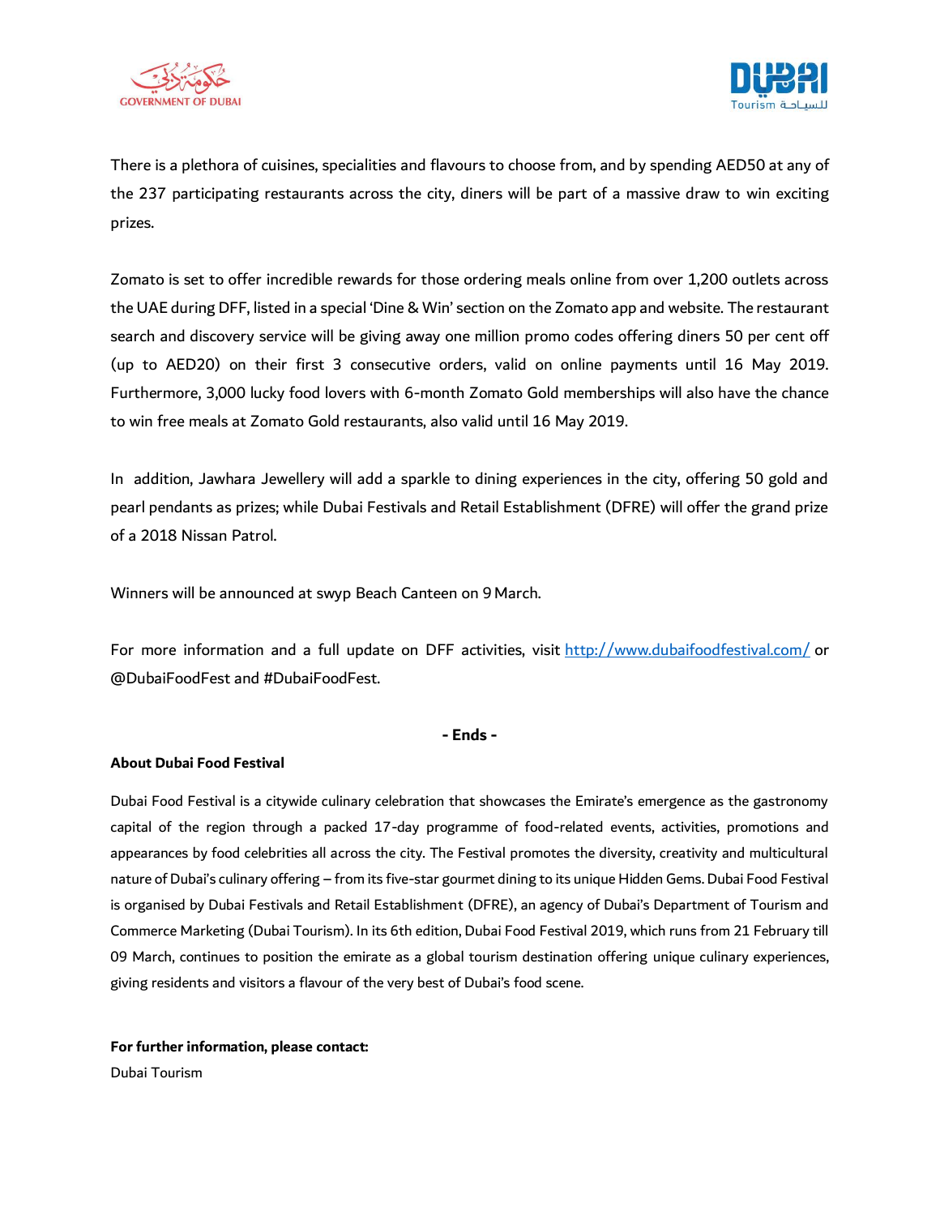There is a plethora of cuisines, specialities and flavours to choose from, and by spending AED50 at any of the 237 participating restaurants across the city, diners will be part of a massive draw to win exciting prizes.

Zomato is set to offer incredible rewards for those ordering meals online from over 1,200 outlets across the UAE during DFF, listed in a special 'Dine & Win' section on the Zomato app and website. The restaurant search and discovery service will be giving away one million promo codes offering diners 50 per cent off (up to AED20) on their first 3 consecutive orders, valid on online payments until 16 May 2019. Furthermore, 3,000 lucky food lovers with 6-month Zomato Gold memberships will also have the chance to win free meals at Zomato Gold restaurants, also valid until 16 May 2019.

In addition, Jawhara Jewellery will add a sparkle to dining experiences in the city, offering 50 gold and pearl pendants as prizes; while Dubai Festivals and Retail Establishment (DFRE) will offer the grand prize of a 2018 Nissan Patrol.

Winners will be announced at swyp Beach Canteen on 9 March.

For more information and a full update on DFF activities, visit [http://www.dubaifoodfestival.com/](http://www.dubaifoodfestival.com/) or @DubaiFoodFest and #DubaiFoodFest.

**- Ends -**

**About Dubai Food Festival**

Dubai Food Festival is a citywide culinary celebration that showcases the Emirate's emergence as the gastronomy capital of the region through a packed 17-day programme of food-related events, activities, promotions and appearances by food celebrities all across the city. The Festival promotes the diversity, creativity and multicultural nature of Dubai's culinary offering – from its five-star gourmet dining to its unique Hidden Gems. Dubai Food Festival is organised by Dubai Festivals and Retail Establishment (DFRE), an agency of Dubai's Department of Tourism and Commerce Marketing (Dubai Tourism). In its 6th edition, Dubai Food Festival 2019, which runs from 21 February till 09 March, continues to position the emirate as a global tourism destination offering unique culinary experiences, giving residents and visitors a flavour of the very best of Dubai's food scene.

**For further information, please contact:**

Dubai Tourism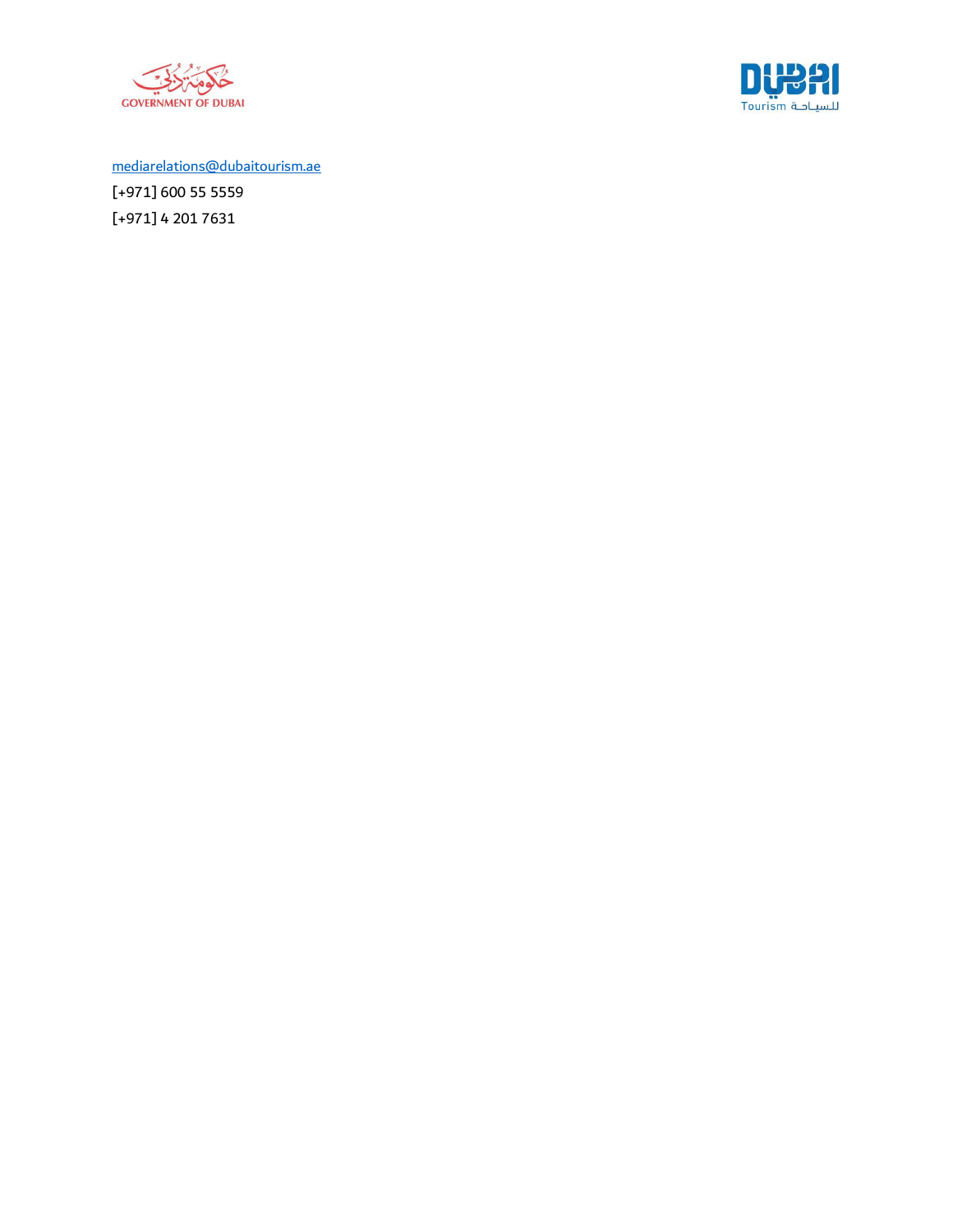mediarelations@dubaitourism.ae

[+971] 600 55 5559

[+971] 4 201 7631